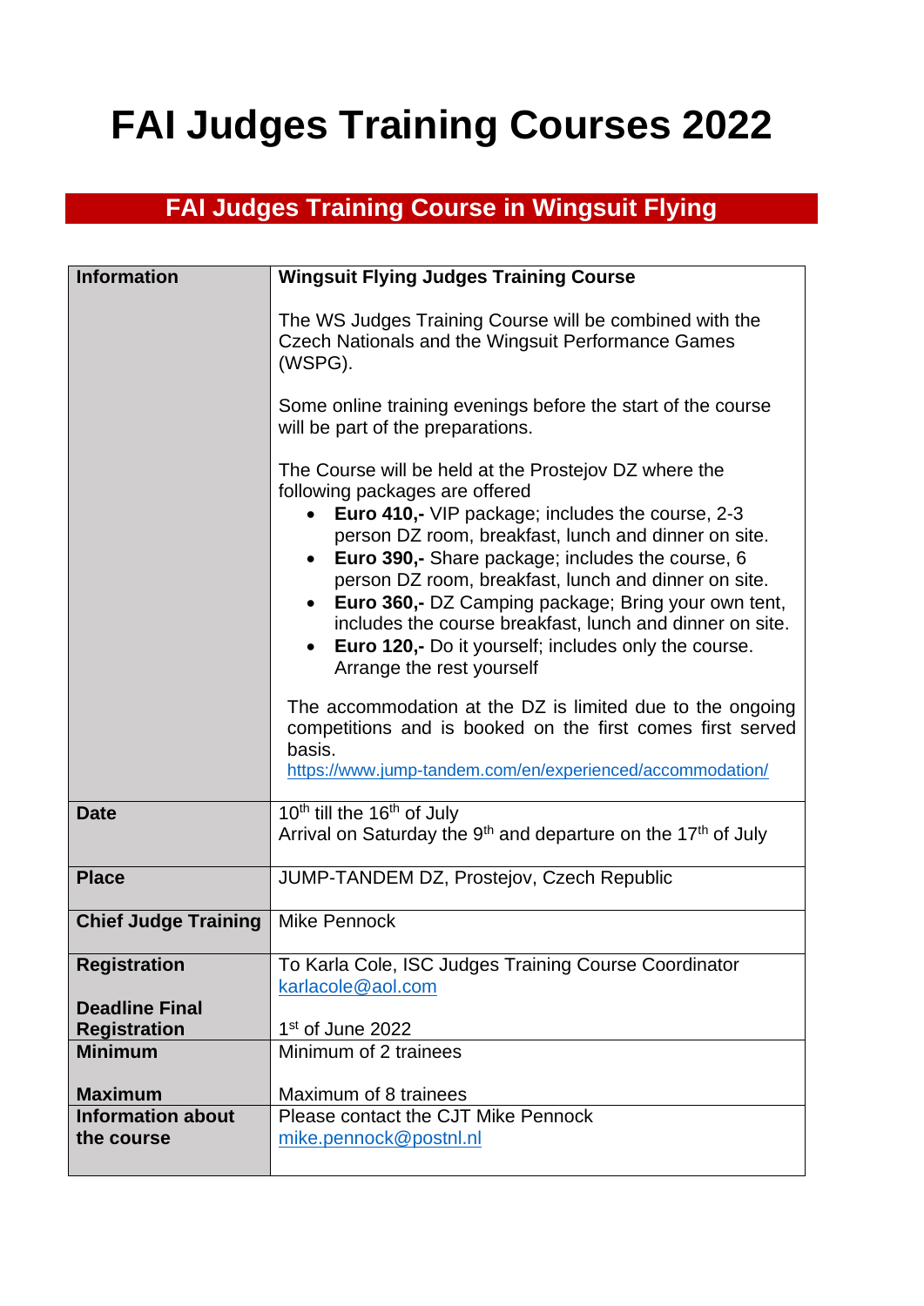# FAI Judges Training Courses 2022

## FAI Judges Training Course in Wingsuit Flying

| | |
|---|---|
| **Information** | **Wingsuit Flying Judges Training Course**<br><br>The WS Judges Training Course will be combined with the Czech Nationals and the Wingsuit Performance Games (WSPG).<br><br>Some online training evenings before the start of the course will be part of the preparations.<br><br>The Course will be held at the Prostejov DZ where the following packages are offered<ul><li>**Euro 410,-** VIP package; includes the course, 2-3 person DZ room, breakfast, lunch and dinner on site.</li><li>**Euro 390,-** Share package; includes the course, 6 person DZ room, breakfast, lunch and dinner on site.</li><li>**Euro 360,-** DZ Camping package; Bring your own tent, includes the course breakfast, lunch and dinner on site.</li><li>**Euro 120,-** Do it yourself; includes only the course. Arrange the rest yourself</li></ul>The accommodation at the DZ is limited due to the ongoing competitions and is booked on the first comes first served basis.<br>https://www.jump-tandem.com/en/experienced/accommodation/ |
| **Date** | 10th till the 16th of July<br>Arrival on Saturday the 9th and departure on the 17th of July |
| **Place** | JUMP-TANDEM DZ, Prostejov, Czech Republic |
| **Chief Judge Training** | Mike Pennock |
| **Registration**<br><br>**Deadline Final Registration** | To Karla Cole, ISC Judges Training Course Coordinator<br>karlacole@aol.com<br><br>1st of June 2022 |
| **Minimum**<br><br>**Maximum** | Minimum of 2 trainees<br><br>Maximum of 8 trainees |
| **Information about the course** | Please contact the CJT Mike Pennock<br>mike.pennock@postnl.nl |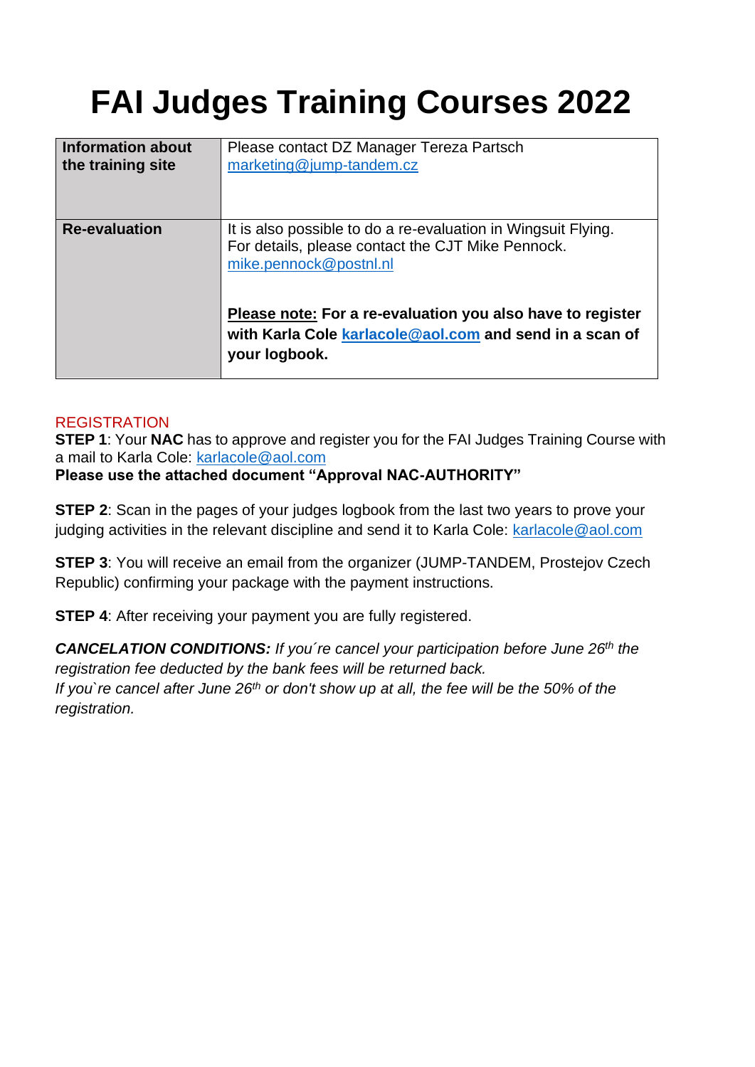# FAI Judges Training Courses 2022

| | |
|---|---|
| **Information about the training site** | Please contact DZ Manager Tereza Partsch<br>marketing@jump-tandem.cz |
| **Re-evaluation** | It is also possible to do a re-evaluation in Wingsuit Flying. For details, please contact the CJT Mike Pennock.<br>mike.pennock@postnl.nl<br><br>**<u>Please note:</u> For a re-evaluation you also have to register with Karla Cole karlacole@aol.com and send in a scan of your logbook.** |

REGISTRATION

**STEP 1**: Your **NAC** has to approve and register you for the FAI Judges Training Course with a mail to Karla Cole: karlacole@aol.com
**Please use the attached document "Approval NAC-AUTHORITY"**

**STEP 2**: Scan in the pages of your judges logbook from the last two years to prove your judging activities in the relevant discipline and send it to Karla Cole: karlacole@aol.com

**STEP 3**: You will receive an email from the organizer (JUMP-TANDEM, Prostejov Czech Republic) confirming your package with the payment instructions.

**STEP 4**: After receiving your payment you are fully registered.

***CANCELATION CONDITIONS:*** *If you´re cancel your participation before June 26th the registration fee deducted by the bank fees will be returned back.*
*If you`re cancel after June 26th or don't show up at all, the fee will be the 50% of the registration.*